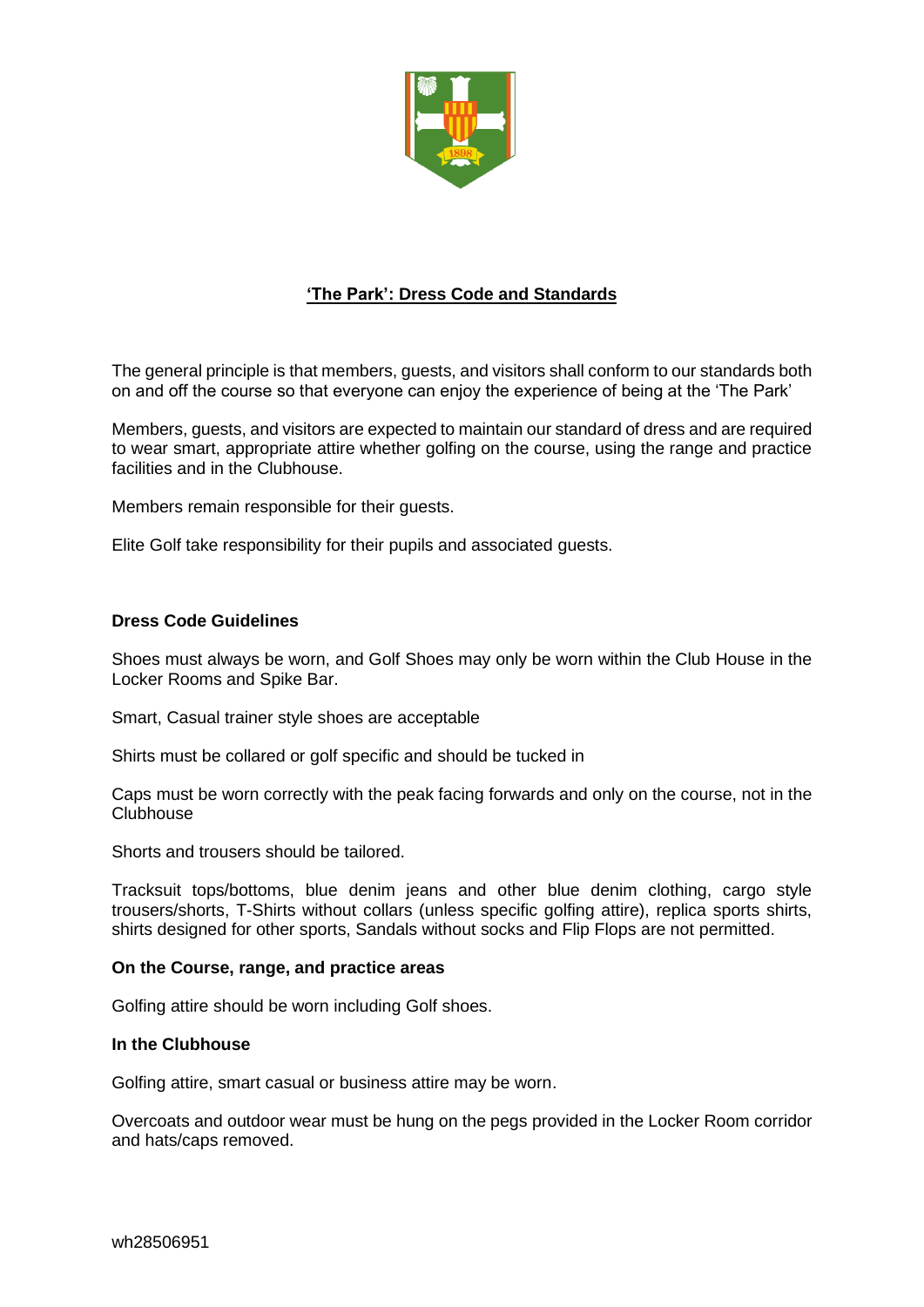# 'The Park': Dress Code and Standards

The general principle is that members, guests, and visitors shall conform to our standards both on and off the course so that everyone can enjoy the experience of being at the 'The Park'

Members, guests, and visitors are expected to maintain our standard of dress and are required to wear smart, appropriate attire whether golfing on the course, using the range and practice facilities and in the Clubhouse.

Members remain responsible for their guests.

Elite Golf take responsibility for their pupils and associated guests.

## Dress Code Guidelines

Shoes must always be worn, and Golf Shoes may only be worn within the Club House in the Locker Rooms and Spike Bar.

Smart, Casual trainer style shoes are acceptable

Shirts must be collared or golf specific and should be tucked in

Caps must be worn correctly with the peak facing forwards and only on the course, not in the Clubhouse

Shorts and trousers should be tailored.

Tracksuit tops/bottoms, blue denim jeans and other blue denim clothing, cargo style trousers/shorts, T-Shirts without collars (unless specific golfing attire), replica sports shirts, shirts designed for other sports, Sandals without socks and Flip Flops are not permitted.

### On the Course, range, and practice areas

Golfing attire should be worn including Golf shoes.

### In the Clubhouse

Golfing attire, smart casual or business attire may be worn.

Overcoats and outdoor wear must be hung on the pegs provided in the Locker Room corridor and hats/caps removed.

wh28506951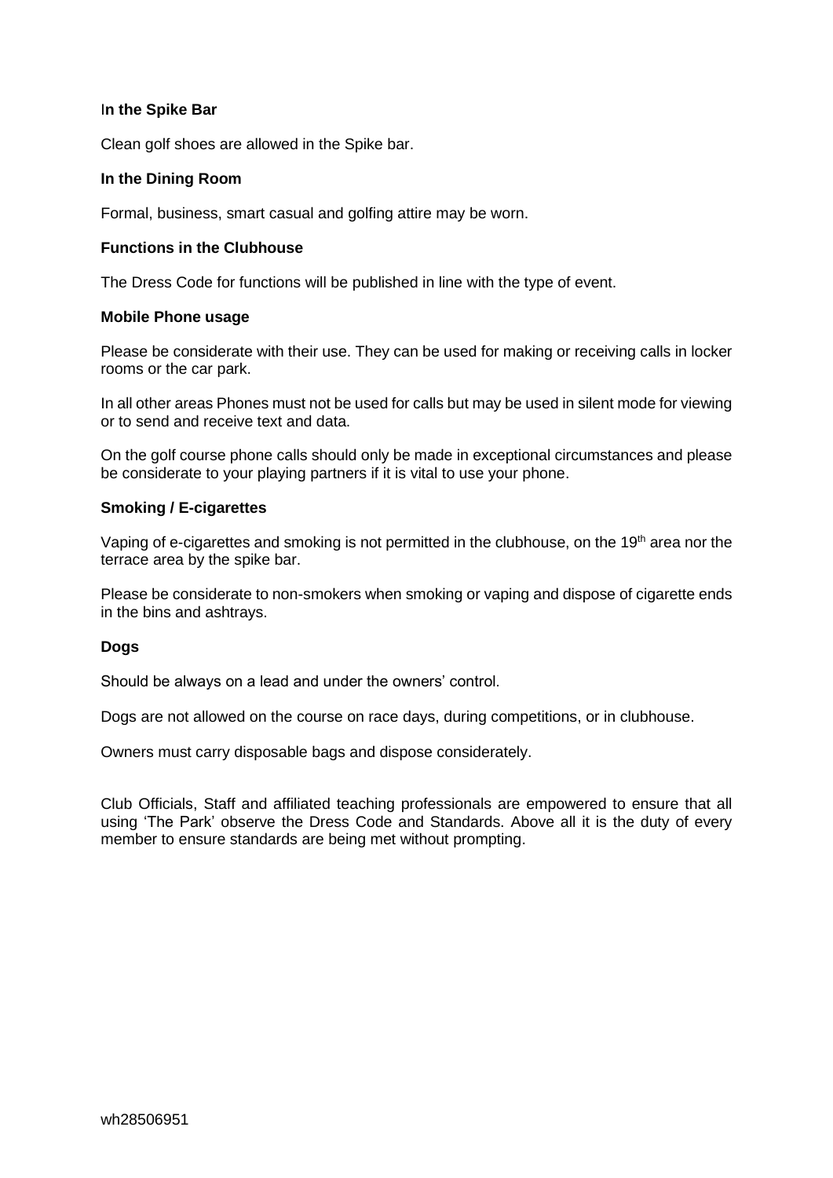**In the Spike Bar**

Clean golf shoes are allowed in the Spike bar.

**In the Dining Room**

Formal, business, smart casual and golfing attire may be worn.

**Functions in the Clubhouse**

The Dress Code for functions will be published in line with the type of event.

**Mobile Phone usage**

Please be considerate with their use. They can be used for making or receiving calls in locker rooms or the car park.

In all other areas Phones must not be used for calls but may be used in silent mode for viewing or to send and receive text and data.

On the golf course phone calls should only be made in exceptional circumstances and please be considerate to your playing partners if it is vital to use your phone.

**Smoking / E-cigarettes**

Vaping of e-cigarettes and smoking is not permitted in the clubhouse, on the 19th area nor the terrace area by the spike bar.

Please be considerate to non-smokers when smoking or vaping and dispose of cigarette ends in the bins and ashtrays.

**Dogs**

Should be always on a lead and under the owners' control.

Dogs are not allowed on the course on race days, during competitions, or in clubhouse.

Owners must carry disposable bags and dispose considerately.

Club Officials, Staff and affiliated teaching professionals are empowered to ensure that all using 'The Park' observe the Dress Code and Standards. Above all it is the duty of every member to ensure standards are being met without prompting.

wh28506951